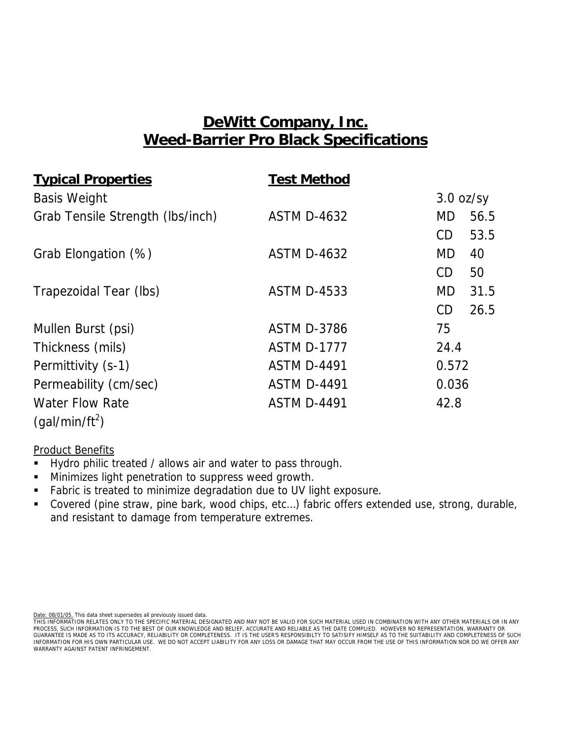# DeWitt Company, Inc.
# Weed-Barrier Pro Black Specifications

| Typical Properties | Test Method | | |
|---|---|---|---|
| Basis Weight | | 3.0 oz/sy | |
| Grab Tensile Strength (lbs/inch) | ASTM D-4632 | MD | 56.5 |
| | | CD | 53.5 |
| Grab Elongation (%) | ASTM D-4632 | MD | 40 |
| | | CD | 50 |
| Trapezoidal Tear (lbs) | ASTM D-4533 | MD | 31.5 |
| | | CD | 26.5 |
| Mullen Burst (psi) | ASTM D-3786 | 75 | |
| Thickness (mils) | ASTM D-1777 | 24.4 | |
| Permittivity (s-1) | ASTM D-4491 | 0.572 | |
| Permeability (cm/sec) | ASTM D-4491 | 0.036 | |
| Water Flow Rate (gal/min/ft$^2$) | ASTM D-4491 | 42.8 | |

Product Benefits

- Hydro philic treated / allows air and water to pass through.
- Minimizes light penetration to suppress weed growth.
- Fabric is treated to minimize degradation due to UV light exposure.
- Covered (pine straw, pine bark, wood chips, etc…) fabric offers extended use, strong, durable, and resistant to damage from temperature extremes.

Date: 08/01/05. This data sheet supersedes all previously issued data.
THIS INFORMATION RELATES ONLY TO THE SPECIFIC MATERIAL DESIGNATED AND MAY NOT BE VALID FOR SUCH MATERIAL USED IN COMBINATION WITH ANY OTHER MATERIALS OR IN ANY PROCESS, SUCH INFORMATION IS TO THE BEST OF OUR KNOWLEDGE AND BELIEF, ACCURATE AND RELIABLE AS THE DATE COMPLIED. HOWEVER NO REPRESENTATION, WARRANTY OR GUARANTEE IS MADE AS TO ITS ACCURACY, RELIABILITY OR COMPLETENESS. IT IS THE USER'S RESPONSIBILTY TO SATISIFY HIMSELF AS TO THE SUITABILITY AND COMPLETENESS OF SUCH INFORMATION FOR HIS OWN PARTICULAR USE. WE DO NOT ACCEPT LIABILITY FOR ANY LOSS OR DAMAGE THAT MAY OCCUR FROM THE USE OF THIS INFORMATION NOR DO WE OFFER ANY WARRANTY AGAINST PATENT INFRINGEMENT.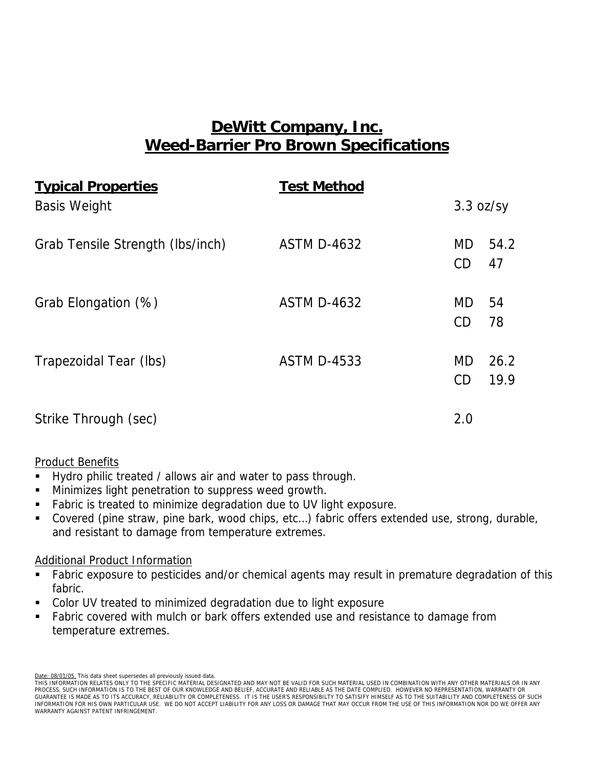# DeWitt Company, Inc.
# Weed-Barrier Pro Brown Specifications

| Typical Properties | Test Method | | |
|---|---|---|---|
| Basis Weight | | 3.3 oz/sy | |
| Grab Tensile Strength (lbs/inch) | ASTM D-4632 | MD | 54.2 |
| | | CD | 47 |
| Grab Elongation (%) | ASTM D-4632 | MD | 54 |
| | | CD | 78 |
| Trapezoidal Tear (lbs) | ASTM D-4533 | MD | 26.2 |
| | | CD | 19.9 |
| Strike Through (sec) | | 2.0 | |

Product Benefits

- Hydro philic treated / allows air and water to pass through.
- Minimizes light penetration to suppress weed growth.
- Fabric is treated to minimize degradation due to UV light exposure.
- Covered (pine straw, pine bark, wood chips, etc…) fabric offers extended use, strong, durable, and resistant to damage from temperature extremes.

Additional Product Information

- Fabric exposure to pesticides and/or chemical agents may result in premature degradation of this fabric.
- Color UV treated to minimized degradation due to light exposure
- Fabric covered with mulch or bark offers extended use and resistance to damage from temperature extremes.

Date: 08/01/05. This data sheet supersedes all previously issued data.
THIS INFORMATION RELATES ONLY TO THE SPECIFIC MATERIAL DESIGNATED AND MAY NOT BE VALID FOR SUCH MATERIAL USED IN COMBINATION WITH ANY OTHER MATERIALS OR IN ANY PROCESS, SUCH INFORMATION IS TO THE BEST OF OUR KNOWLEDGE AND BELIEF, ACCURATE AND RELIABLE AS THE DATE COMPLIED. HOWEVER NO REPRESENTATION, WARRANTY OR GUARANTEE IS MADE AS TO ITS ACCURACY, RELIABILITY OR COMPLETENESS. IT IS THE USER'S RESPONSIBILTY TO SATISFY HIMSELF AS TO THE SUITABILITY AND COMPLETENESS OF SUCH INFORMATION FOR HIS OWN PARTICULAR USE. WE DO NOT ACCEPT LIABILITY FOR ANY LOSS OR DAMAGE THAT MAY OCCUR FROM THE USE OF THIS INFORMATION NOR DO WE OFFER ANY WARRANTY AGAINST PATENT INFRINGEMENT.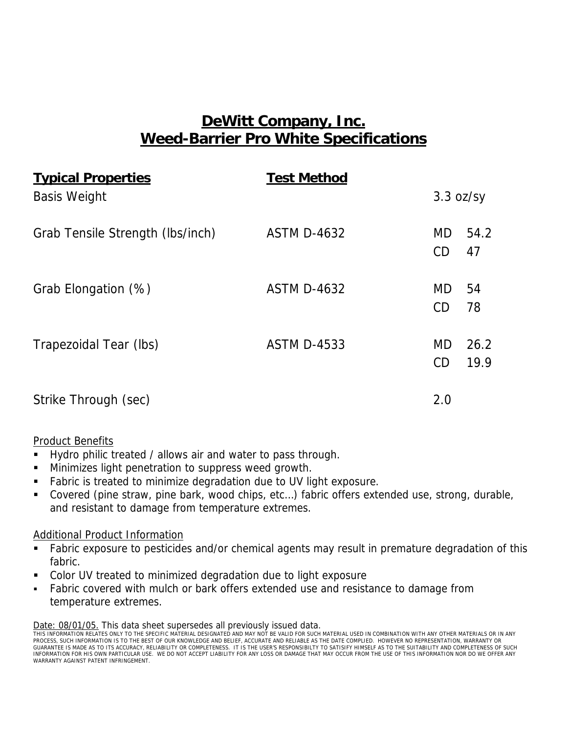# DeWitt Company, Inc.
# Weed-Barrier Pro White Specifications

| Typical Properties | Test Method | | |
|---|---|---|---|
| Basis Weight | | 3.3 oz/sy | |
| Grab Tensile Strength (lbs/inch) | ASTM D-4632 | MD | 54.2 |
| | | CD | 47 |
| Grab Elongation (%) | ASTM D-4632 | MD | 54 |
| | | CD | 78 |
| Trapezoidal Tear (lbs) | ASTM D-4533 | MD | 26.2 |
| | | CD | 19.9 |
| Strike Through (sec) | | 2.0 | |

Product Benefits

- Hydro philic treated / allows air and water to pass through.
- Minimizes light penetration to suppress weed growth.
- Fabric is treated to minimize degradation due to UV light exposure.
- Covered (pine straw, pine bark, wood chips, etc…) fabric offers extended use, strong, durable, and resistant to damage from temperature extremes.

Additional Product Information

- Fabric exposure to pesticides and/or chemical agents may result in premature degradation of this fabric.
- Color UV treated to minimized degradation due to light exposure
- Fabric covered with mulch or bark offers extended use and resistance to damage from temperature extremes.

Date: 08/01/05. This data sheet supersedes all previously issued data.

THIS INFORMATION RELATES ONLY TO THE SPECIFIC MATERIAL DESIGNATED AND MAY NOT BE VALID FOR SUCH MATERIAL USED IN COMBINATION WITH ANY OTHER MATERIALS OR IN ANY PROCESS, SUCH INFORMATION IS TO THE BEST OF OUR KNOWLEDGE AND BELIEF, ACCURATE AND RELIABLE AS THE DATE COMPLIED. HOWEVER NO REPRESENTATION, WARRANTY OR GUARANTEE IS MADE AS TO ITS ACCURACY, RELIABILITY OR COMPLETENESS. IT IS THE USER'S RESPONSIBILTY TO SATISIFY HIMSELF AS TO THE SUITABILITY AND COMPLETENESS OF SUCH INFORMATION FOR HIS OWN PARTICULAR USE. WE DO NOT ACCEPT LIABILITY FOR ANY LOSS OR DAMAGE THAT MAY OCCUR FROM THE USE OF THIS INFORMATION NOR DO WE OFFER ANY WARRANTY AGAINST PATENT INFRINGEMENT.